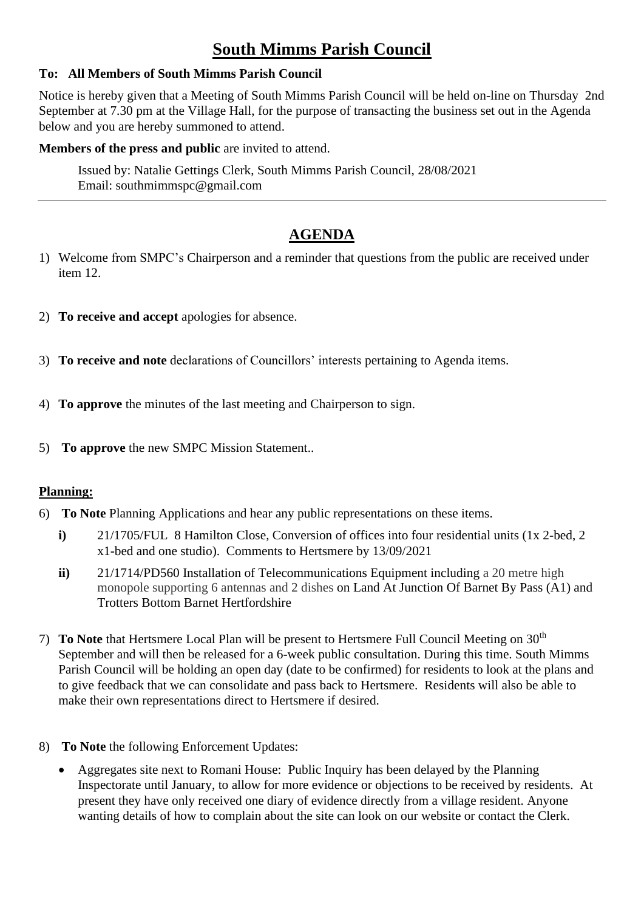# South Mimms Parish Council

**To: All Members of South Mimms Parish Council**

Notice is hereby given that a Meeting of South Mimms Parish Council will be held on-line on Thursday 2nd September at 7.30 pm at the Village Hall, for the purpose of transacting the business set out in the Agenda below and you are hereby summoned to attend.

**Members of the press and public** are invited to attend.

Issued by: Natalie Gettings Clerk, South Mimms Parish Council, 28/08/2021
Email: southmimmspc@gmail.com

---

## AGENDA

1) Welcome from SMPC's Chairperson and a reminder that questions from the public are received under item 12.

2) **To receive and accept** apologies for absence.

3) **To receive and note** declarations of Councillors' interests pertaining to Agenda items.

4) **To approve** the minutes of the last meeting and Chairperson to sign.

5) **To approve** the new SMPC Mission Statement..

### Planning:

6) **To Note** Planning Applications and hear any public representations on these items.

   **i)** 21/1705/FUL 8 Hamilton Close, Conversion of offices into four residential units (1x 2-bed, 2 x1-bed and one studio). Comments to Hertsmere by 13/09/2021

   **ii)** 21/1714/PD560 Installation of Telecommunications Equipment including a 20 metre high monopole supporting 6 antennas and 2 dishes on Land At Junction Of Barnet By Pass (A1) and Trotters Bottom Barnet Hertfordshire

7) **To Note** that Hertsmere Local Plan will be present to Hertsmere Full Council Meeting on 30th September and will then be released for a 6-week public consultation. During this time. South Mimms Parish Council will be holding an open day (date to be confirmed) for residents to look at the plans and to give feedback that we can consolidate and pass back to Hertsmere. Residents will also be able to make their own representations direct to Hertsmere if desired.

8) **To Note** the following Enforcement Updates:

   - Aggregates site next to Romani House: Public Inquiry has been delayed by the Planning Inspectorate until January, to allow for more evidence or objections to be received by residents. At present they have only received one diary of evidence directly from a village resident. Anyone wanting details of how to complain about the site can look on our website or contact the Clerk.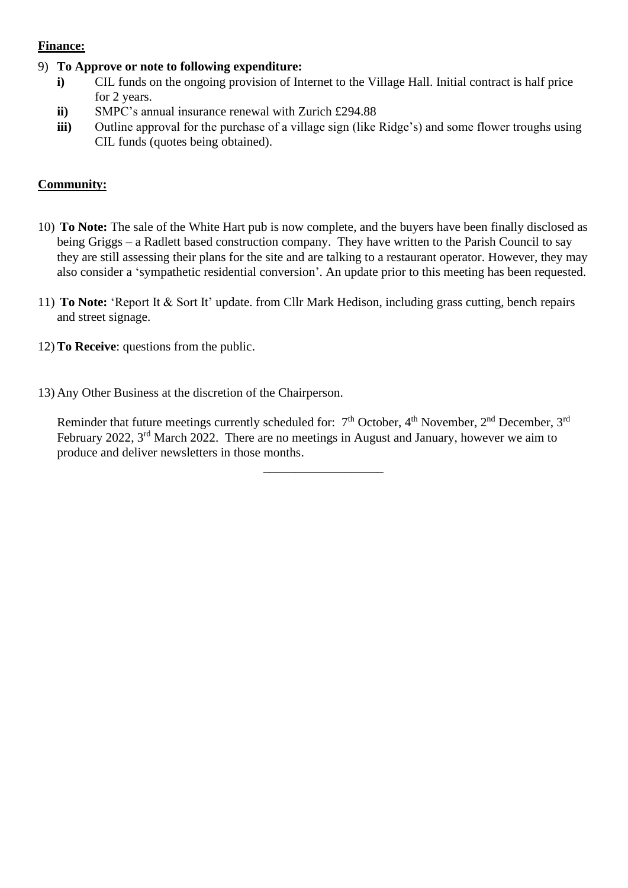**Finance:**

9) **To Approve or note to following expenditure:**
   - **i)** CIL funds on the ongoing provision of Internet to the Village Hall. Initial contract is half price for 2 years.
   - **ii)** SMPC's annual insurance renewal with Zurich £294.88
   - **iii)** Outline approval for the purchase of a village sign (like Ridge's) and some flower troughs using CIL funds (quotes being obtained).

**Community:**

10) **To Note:** The sale of the White Hart pub is now complete, and the buyers have been finally disclosed as being Griggs – a Radlett based construction company. They have written to the Parish Council to say they are still assessing their plans for the site and are talking to a restaurant operator. However, they may also consider a 'sympathetic residential conversion'. An update prior to this meeting has been requested.

11) **To Note:** 'Report It & Sort It' update. from Cllr Mark Hedison, including grass cutting, bench repairs and street signage.

12) **To Receive**: questions from the public.

13) Any Other Business at the discretion of the Chairperson.

Reminder that future meetings currently scheduled for: 7th October, 4th November, 2nd December, 3rd February 2022, 3rd March 2022. There are no meetings in August and January, however we aim to produce and deliver newsletters in those months.

\_\_\_\_\_\_\_\_\_\_\_\_\_\_\_\_\_\_\_